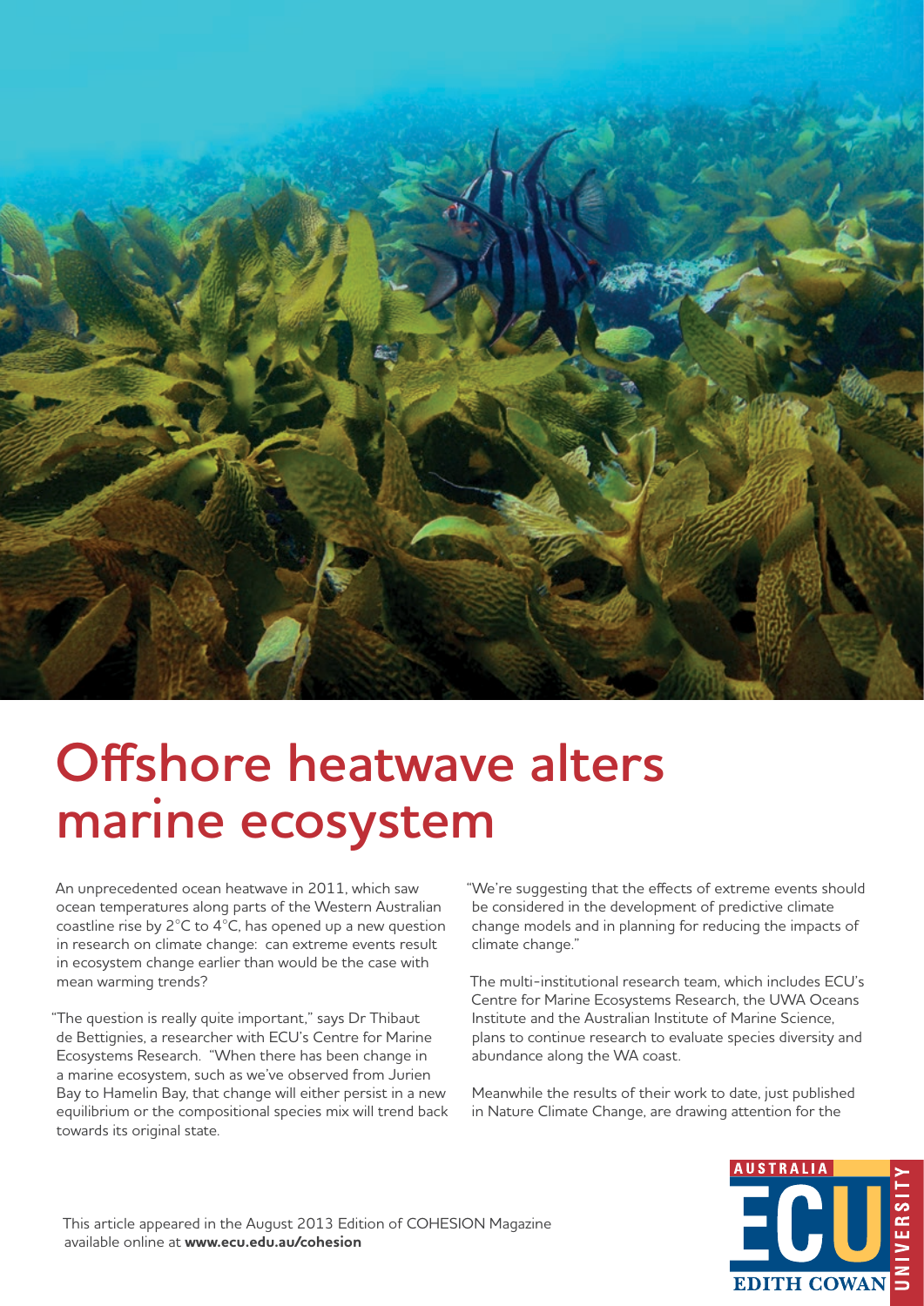# Offshore heatwave alters marine ecosystem

An unprecedented ocean heatwave in 2011, which saw ocean temperatures along parts of the Western Australian coastline rise by 2°C to 4°C, has opened up a new question in research on climate change: can extreme events result in ecosystem change earlier than would be the case with mean warming trends?

"The question is really quite important," says Dr Thibaut de Bettignies, a researcher with ECU's Centre for Marine Ecosystems Research. "When there has been change in a marine ecosystem, such as we've observed from Jurien Bay to Hamelin Bay, that change will either persist in a new equilibrium or the compositional species mix will trend back towards its original state.

"We're suggesting that the effects of extreme events should be considered in the development of predictive climate change models and in planning for reducing the impacts of climate change."

The multi-institutional research team, which includes ECU's Centre for Marine Ecosystems Research, the UWA Oceans Institute and the Australian Institute of Marine Science, plans to continue research to evaluate species diversity and abundance along the WA coast.

Meanwhile the results of their work to date, just published in Nature Climate Change, are drawing attention for the

This article appeared in the August 2013 Edition of COHESION Magazine available online at **www.ecu.edu.au/cohesion**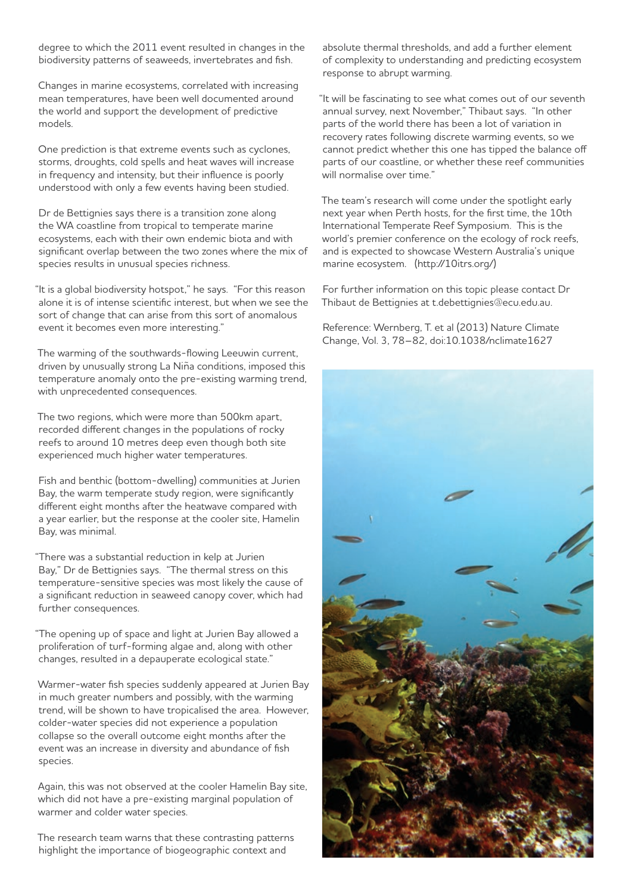degree to which the 2011 event resulted in changes in the biodiversity patterns of seaweeds, invertebrates and fish.

Changes in marine ecosystems, correlated with increasing mean temperatures, have been well documented around the world and support the development of predictive models.

One prediction is that extreme events such as cyclones, storms, droughts, cold spells and heat waves will increase in frequency and intensity, but their influence is poorly understood with only a few events having been studied.

Dr de Bettignies says there is a transition zone along the WA coastline from tropical to temperate marine ecosystems, each with their own endemic biota and with significant overlap between the two zones where the mix of species results in unusual species richness.

"It is a global biodiversity hotspot," he says. "For this reason alone it is of intense scientific interest, but when we see the sort of change that can arise from this sort of anomalous event it becomes even more interesting."

The warming of the southwards-flowing Leeuwin current, driven by unusually strong La Niña conditions, imposed this temperature anomaly onto the pre-existing warming trend, with unprecedented consequences.

The two regions, which were more than 500km apart, recorded different changes in the populations of rocky reefs to around 10 metres deep even though both site experienced much higher water temperatures.

Fish and benthic (bottom-dwelling) communities at Jurien Bay, the warm temperate study region, were significantly different eight months after the heatwave compared with a year earlier, but the response at the cooler site, Hamelin Bay, was minimal.

"There was a substantial reduction in kelp at Jurien Bay," Dr de Bettignies says. "The thermal stress on this temperature-sensitive species was most likely the cause of a significant reduction in seaweed canopy cover, which had further consequences.

"The opening up of space and light at Jurien Bay allowed a proliferation of turf-forming algae and, along with other changes, resulted in a depauperate ecological state."

Warmer-water fish species suddenly appeared at Jurien Bay in much greater numbers and possibly, with the warming trend, will be shown to have tropicalised the area. However, colder-water species did not experience a population collapse so the overall outcome eight months after the event was an increase in diversity and abundance of fish species.

Again, this was not observed at the cooler Hamelin Bay site, which did not have a pre-existing marginal population of warmer and colder water species.

The research team warns that these contrasting patterns highlight the importance of biogeographic context and absolute thermal thresholds, and add a further element of complexity to understanding and predicting ecosystem response to abrupt warming.

"It will be fascinating to see what comes out of our seventh annual survey, next November," Thibaut says. "In other parts of the world there has been a lot of variation in recovery rates following discrete warming events, so we cannot predict whether this one has tipped the balance off parts of our coastline, or whether these reef communities will normalise over time."

The team's research will come under the spotlight early next year when Perth hosts, for the first time, the 10th International Temperate Reef Symposium. This is the world's premier conference on the ecology of rock reefs, and is expected to showcase Western Australia's unique marine ecosystem. (http://10itrs.org/)

For further information on this topic please contact Dr Thibaut de Bettignies at t.debettignies@ecu.edu.au.

Reference: Wernberg, T. et al (2013) Nature Climate Change, Vol. 3, 78–82, doi:10.1038/nclimate1627